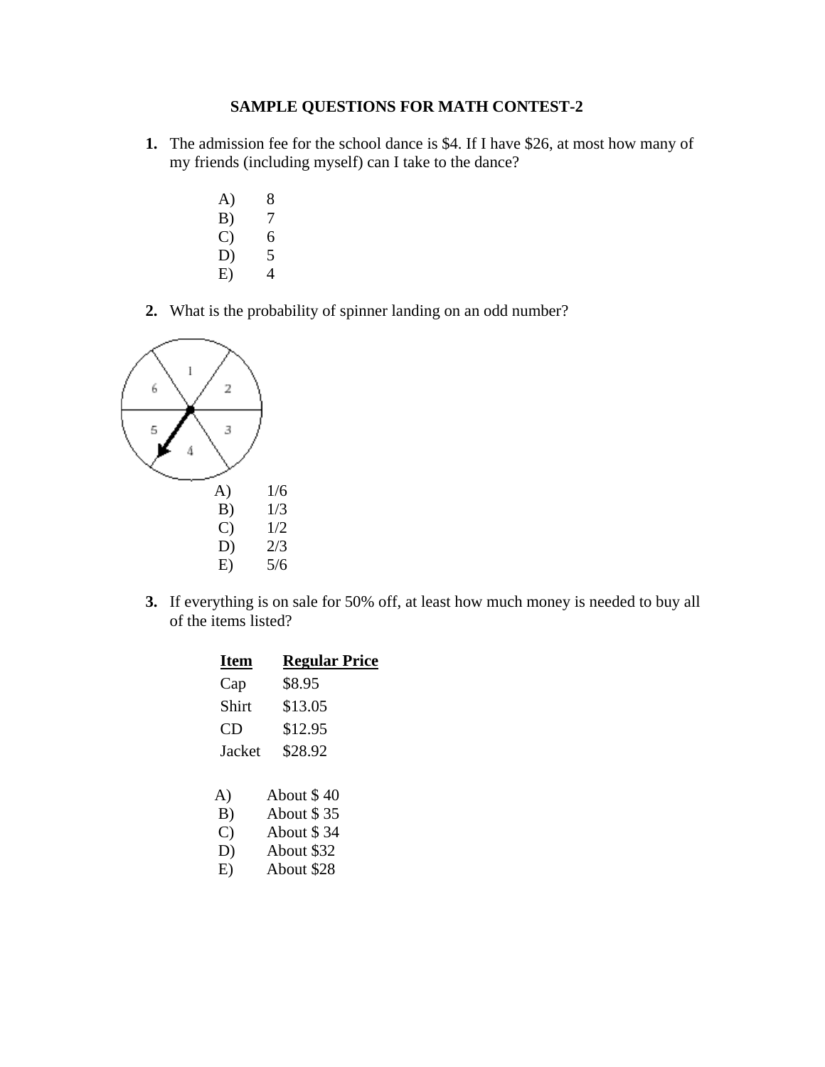**SAMPLE QUESTIONS FOR MATH CONTEST-2**

**1.** The admission fee for the school dance is $4. If I have $26, at most how many of my friends (including myself) can I take to the dance?

A) 8
B) 7
C) 6
D) 5
E) 4

**2.** What is the probability of spinner landing on an odd number?

A) 1/6
B) 1/3
C) 1/2
D) 2/3
E) 5/6

**3.** If everything is on sale for 50% off, at least how much money is needed to buy all of the items listed?

| Item | Regular Price |
|---|---|
| Cap | $8.95 |
| Shirt | $13.05 |
| CD | $12.95 |
| Jacket | $28.92 |

A) About $ 40
B) About $ 35
C) About $ 34
D) About $32
E) About $28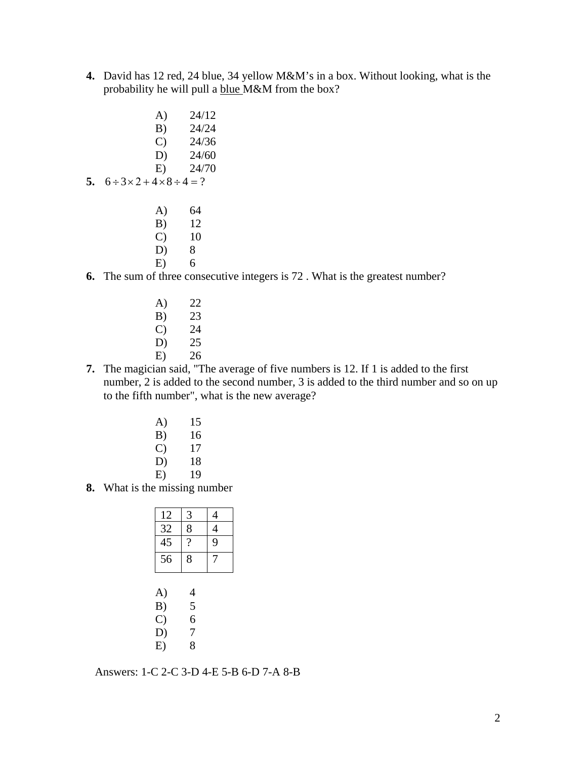**4.** David has 12 red, 24 blue, 34 yellow M&M's in a box. Without looking, what is the probability he will pull a blue M&M from the box?

- A) 24/12
- B) 24/24
- C) 24/36
- D) 24/60
- E) 24/70

**5.** $6 \div 3 \times 2 + 4 \times 8 \div 4 = ?$

- A) 64
- B) 12
- C) 10
- D) 8
- E) 6

**6.** The sum of three consecutive integers is 72 . What is the greatest number?

- A) 22
- B) 23
- C) 24
- D) 25
- E) 26

**7.** The magician said, "The average of five numbers is 12. If 1 is added to the first number, 2 is added to the second number, 3 is added to the third number and so on up to the fifth number", what is the new average?

- A) 15
- B) 16
- C) 17
- D) 18
- E) 19

**8.** What is the missing number

| | | |
|---|---|---|
| 12 | 3 | 4 |
| 32 | 8 | 4 |
| 45 | ? | 9 |
| 56 | 8 | 7 |

- A) 4
- B) 5
- C) 6
- D) 7
- E) 8

Answers: 1-C 2-C 3-D 4-E 5-B 6-D 7-A 8-B